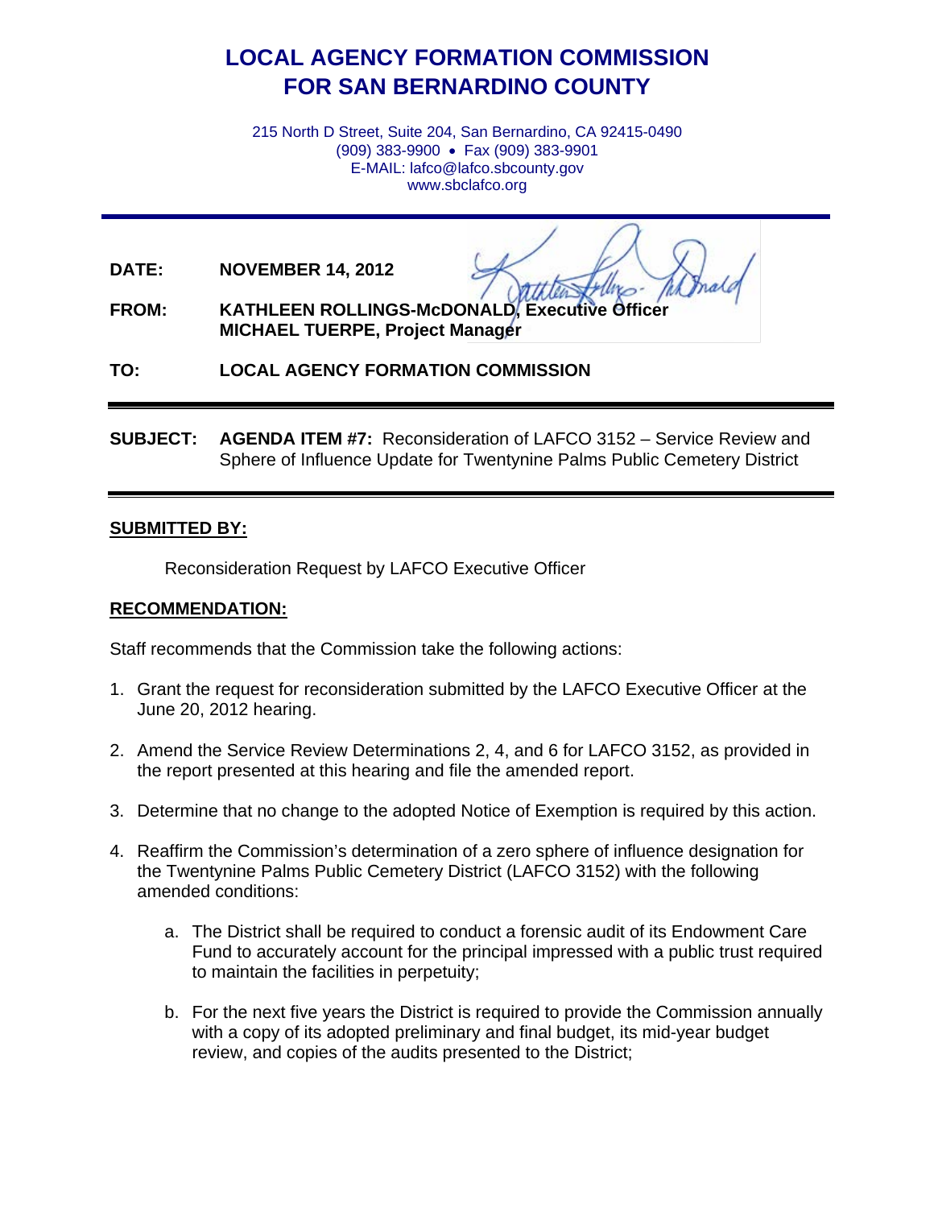# LOCAL AGENCY FORMATION COMMISSION
# FOR SAN BERNARDINO COUNTY

215 North D Street, Suite 204, San Bernardino, CA 92415-0490
(909) 383-9900 • Fax (909) 383-9901
E-MAIL: lafco@lafco.sbcounty.gov
www.sbclafco.org

---

**DATE:** **NOVEMBER 14, 2012**

**FROM:** **KATHLEEN ROLLINGS-McDONALD, Executive Officer**
**MICHAEL TUERPE, Project Manager**

**TO:** **LOCAL AGENCY FORMATION COMMISSION**

---

**SUBJECT:** **AGENDA ITEM #7:** Reconsideration of LAFCO 3152 – Service Review and Sphere of Influence Update for Twentynine Palms Public Cemetery District

---

## SUBMITTED BY:

Reconsideration Request by LAFCO Executive Officer

## RECOMMENDATION:

Staff recommends that the Commission take the following actions:

1. Grant the request for reconsideration submitted by the LAFCO Executive Officer at the June 20, 2012 hearing.

2. Amend the Service Review Determinations 2, 4, and 6 for LAFCO 3152, as provided in the report presented at this hearing and file the amended report.

3. Determine that no change to the adopted Notice of Exemption is required by this action.

4. Reaffirm the Commission's determination of a zero sphere of influence designation for the Twentynine Palms Public Cemetery District (LAFCO 3152) with the following amended conditions:

    a. The District shall be required to conduct a forensic audit of its Endowment Care Fund to accurately account for the principal impressed with a public trust required to maintain the facilities in perpetuity;

    b. For the next five years the District is required to provide the Commission annually with a copy of its adopted preliminary and final budget, its mid-year budget review, and copies of the audits presented to the District;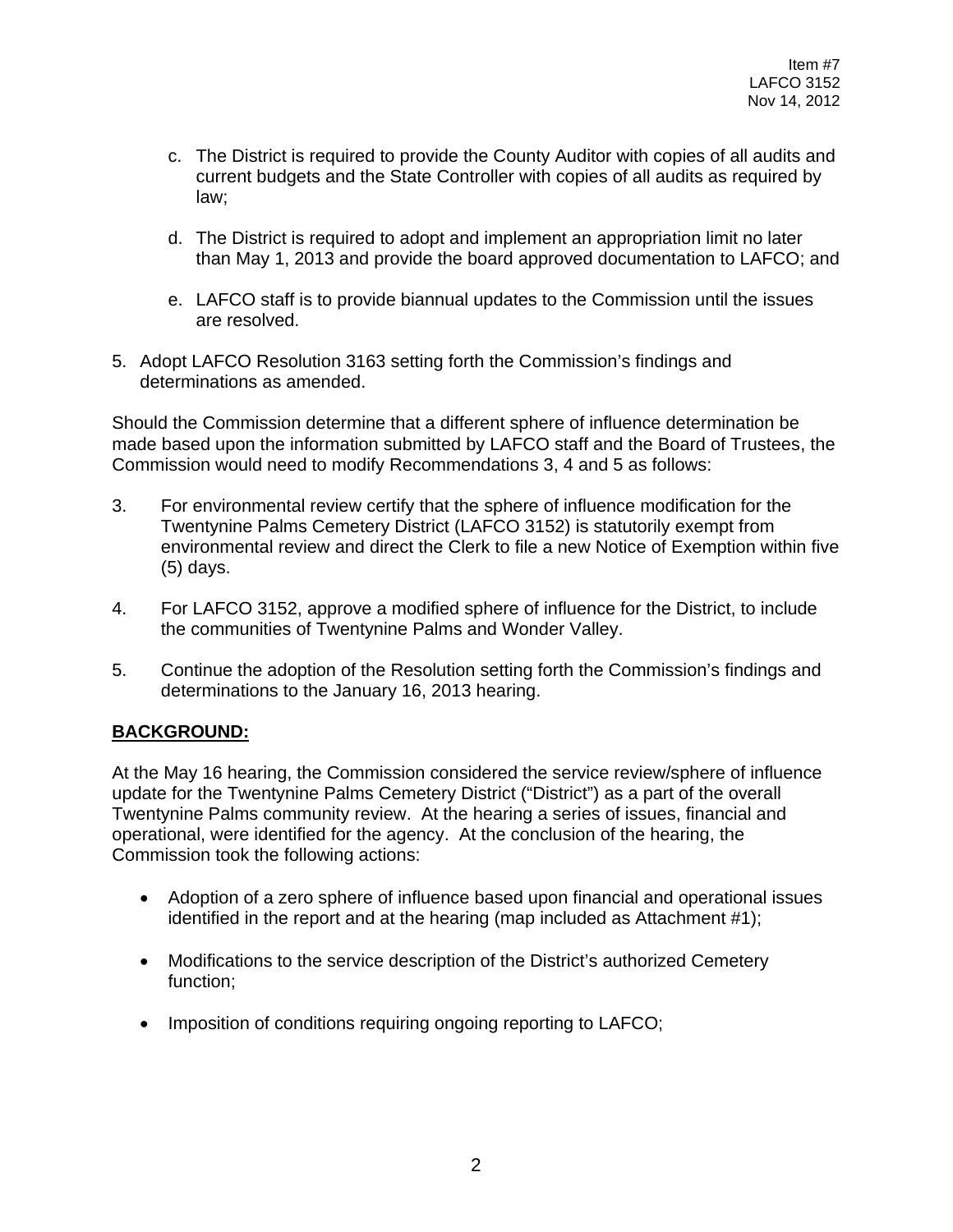c. The District is required to provide the County Auditor with copies of all audits and current budgets and the State Controller with copies of all audits as required by law;

d. The District is required to adopt and implement an appropriation limit no later than May 1, 2013 and provide the board approved documentation to LAFCO; and

e. LAFCO staff is to provide biannual updates to the Commission until the issues are resolved.

5. Adopt LAFCO Resolution 3163 setting forth the Commission's findings and determinations as amended.

Should the Commission determine that a different sphere of influence determination be made based upon the information submitted by LAFCO staff and the Board of Trustees, the Commission would need to modify Recommendations 3, 4 and 5 as follows:

3. For environmental review certify that the sphere of influence modification for the Twentynine Palms Cemetery District (LAFCO 3152) is statutorily exempt from environmental review and direct the Clerk to file a new Notice of Exemption within five (5) days.

4. For LAFCO 3152, approve a modified sphere of influence for the District, to include the communities of Twentynine Palms and Wonder Valley.

5. Continue the adoption of the Resolution setting forth the Commission's findings and determinations to the January 16, 2013 hearing.

**BACKGROUND:**

At the May 16 hearing, the Commission considered the service review/sphere of influence update for the Twentynine Palms Cemetery District ("District") as a part of the overall Twentynine Palms community review. At the hearing a series of issues, financial and operational, were identified for the agency. At the conclusion of the hearing, the Commission took the following actions:

- Adoption of a zero sphere of influence based upon financial and operational issues identified in the report and at the hearing (map included as Attachment #1);
- Modifications to the service description of the District's authorized Cemetery function;
- Imposition of conditions requiring ongoing reporting to LAFCO;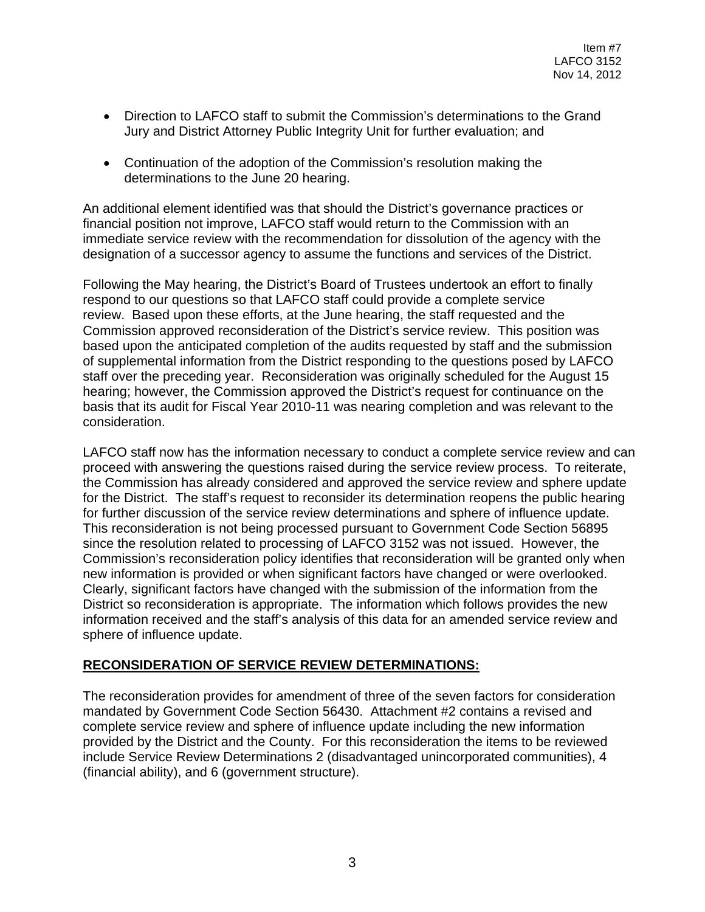- Direction to LAFCO staff to submit the Commission's determinations to the Grand Jury and District Attorney Public Integrity Unit for further evaluation; and
- Continuation of the adoption of the Commission's resolution making the determinations to the June 20 hearing.

An additional element identified was that should the District's governance practices or financial position not improve, LAFCO staff would return to the Commission with an immediate service review with the recommendation for dissolution of the agency with the designation of a successor agency to assume the functions and services of the District.

Following the May hearing, the District's Board of Trustees undertook an effort to finally respond to our questions so that LAFCO staff could provide a complete service review. Based upon these efforts, at the June hearing, the staff requested and the Commission approved reconsideration of the District's service review. This position was based upon the anticipated completion of the audits requested by staff and the submission of supplemental information from the District responding to the questions posed by LAFCO staff over the preceding year. Reconsideration was originally scheduled for the August 15 hearing; however, the Commission approved the District's request for continuance on the basis that its audit for Fiscal Year 2010-11 was nearing completion and was relevant to the consideration.

LAFCO staff now has the information necessary to conduct a complete service review and can proceed with answering the questions raised during the service review process. To reiterate, the Commission has already considered and approved the service review and sphere update for the District. The staff's request to reconsider its determination reopens the public hearing for further discussion of the service review determinations and sphere of influence update. This reconsideration is not being processed pursuant to Government Code Section 56895 since the resolution related to processing of LAFCO 3152 was not issued. However, the Commission's reconsideration policy identifies that reconsideration will be granted only when new information is provided or when significant factors have changed or were overlooked. Clearly, significant factors have changed with the submission of the information from the District so reconsideration is appropriate. The information which follows provides the new information received and the staff's analysis of this data for an amended service review and sphere of influence update.

**RECONSIDERATION OF SERVICE REVIEW DETERMINATIONS:**

The reconsideration provides for amendment of three of the seven factors for consideration mandated by Government Code Section 56430. Attachment #2 contains a revised and complete service review and sphere of influence update including the new information provided by the District and the County. For this reconsideration the items to be reviewed include Service Review Determinations 2 (disadvantaged unincorporated communities), 4 (financial ability), and 6 (government structure).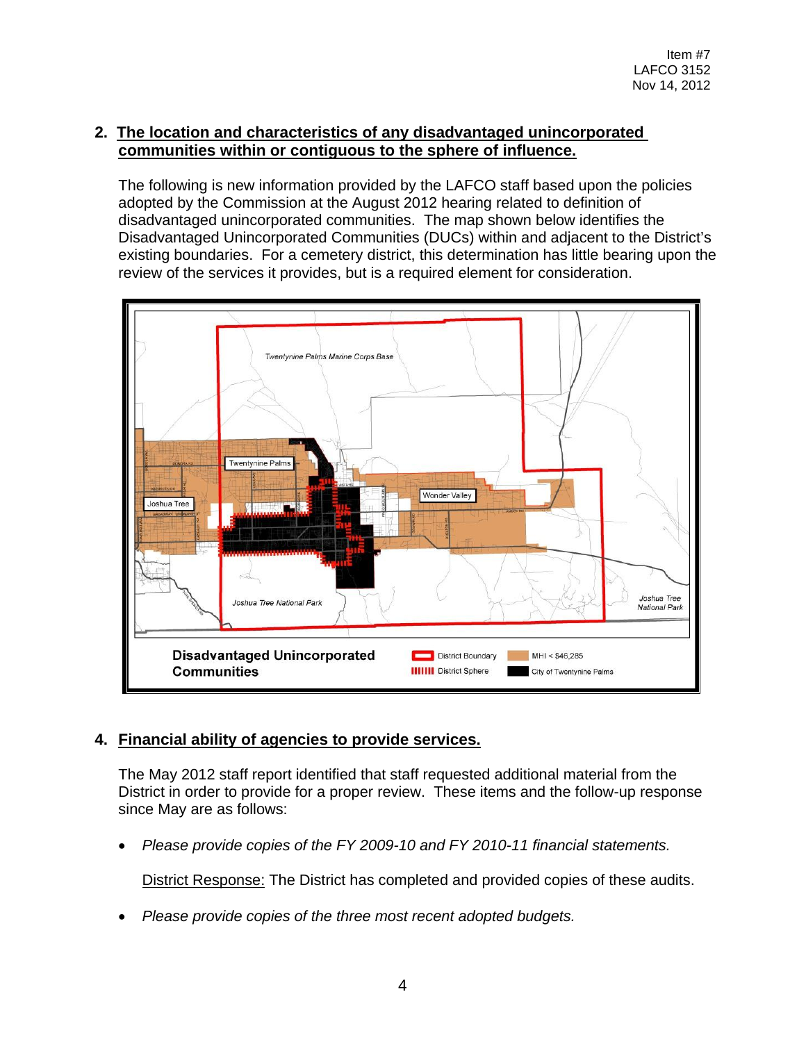Item #7
LAFCO 3152
Nov 14, 2012

## 2. The location and characteristics of any disadvantaged unincorporated communities within or contiguous to the sphere of influence.

The following is new information provided by the LAFCO staff based upon the policies adopted by the Commission at the August 2012 hearing related to definition of disadvantaged unincorporated communities. The map shown below identifies the Disadvantaged Unincorporated Communities (DUCs) within and adjacent to the District's existing boundaries. For a cemetery district, this determination has little bearing upon the review of the services it provides, but is a required element for consideration.

**Disadvantaged Unincorporated Communities**

District Boundary | District Sphere | MHI < $46,285 | City of Twentynine Palms

## 4. Financial ability of agencies to provide services.

The May 2012 staff report identified that staff requested additional material from the District in order to provide for a proper review. These items and the follow-up response since May are as follows:

- *Please provide copies of the FY 2009-10 and FY 2010-11 financial statements.*

  District Response: The District has completed and provided copies of these audits.

- *Please provide copies of the three most recent adopted budgets.*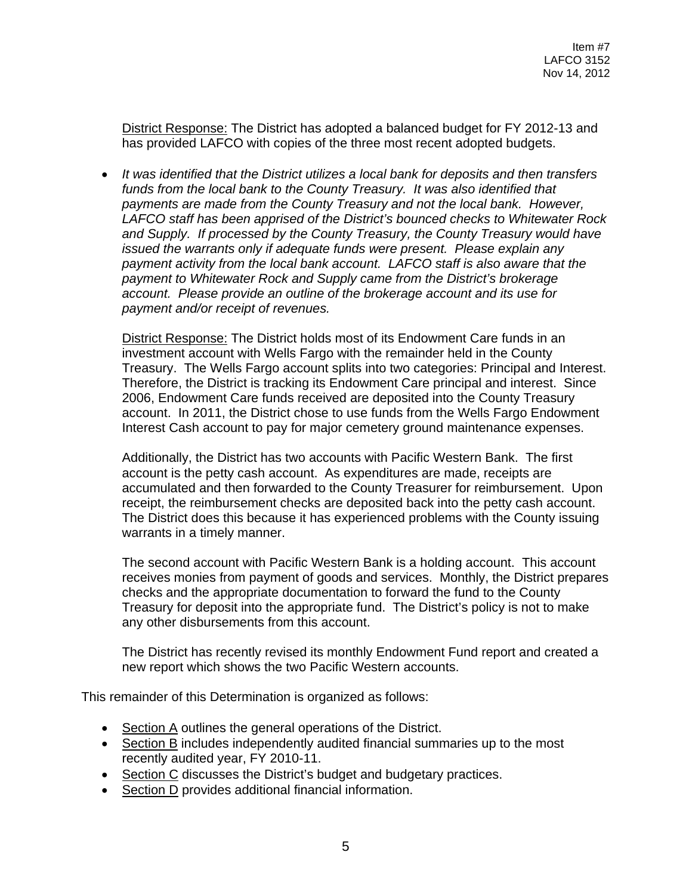District Response: The District has adopted a balanced budget for FY 2012-13 and has provided LAFCO with copies of the three most recent adopted budgets.

- *It was identified that the District utilizes a local bank for deposits and then transfers funds from the local bank to the County Treasury. It was also identified that payments are made from the County Treasury and not the local bank. However, LAFCO staff has been apprised of the District's bounced checks to Whitewater Rock and Supply. If processed by the County Treasury, the County Treasury would have issued the warrants only if adequate funds were present. Please explain any payment activity from the local bank account. LAFCO staff is also aware that the payment to Whitewater Rock and Supply came from the District's brokerage account. Please provide an outline of the brokerage account and its use for payment and/or receipt of revenues.*

  District Response: The District holds most of its Endowment Care funds in an investment account with Wells Fargo with the remainder held in the County Treasury. The Wells Fargo account splits into two categories: Principal and Interest. Therefore, the District is tracking its Endowment Care principal and interest. Since 2006, Endowment Care funds received are deposited into the County Treasury account. In 2011, the District chose to use funds from the Wells Fargo Endowment Interest Cash account to pay for major cemetery ground maintenance expenses.

  Additionally, the District has two accounts with Pacific Western Bank. The first account is the petty cash account. As expenditures are made, receipts are accumulated and then forwarded to the County Treasurer for reimbursement. Upon receipt, the reimbursement checks are deposited back into the petty cash account. The District does this because it has experienced problems with the County issuing warrants in a timely manner.

  The second account with Pacific Western Bank is a holding account. This account receives monies from payment of goods and services. Monthly, the District prepares checks and the appropriate documentation to forward the fund to the County Treasury for deposit into the appropriate fund. The District's policy is not to make any other disbursements from this account.

  The District has recently revised its monthly Endowment Fund report and created a new report which shows the two Pacific Western accounts.

This remainder of this Determination is organized as follows:

- Section A outlines the general operations of the District.
- Section B includes independently audited financial summaries up to the most recently audited year, FY 2010-11.
- Section C discusses the District's budget and budgetary practices.
- Section D provides additional financial information.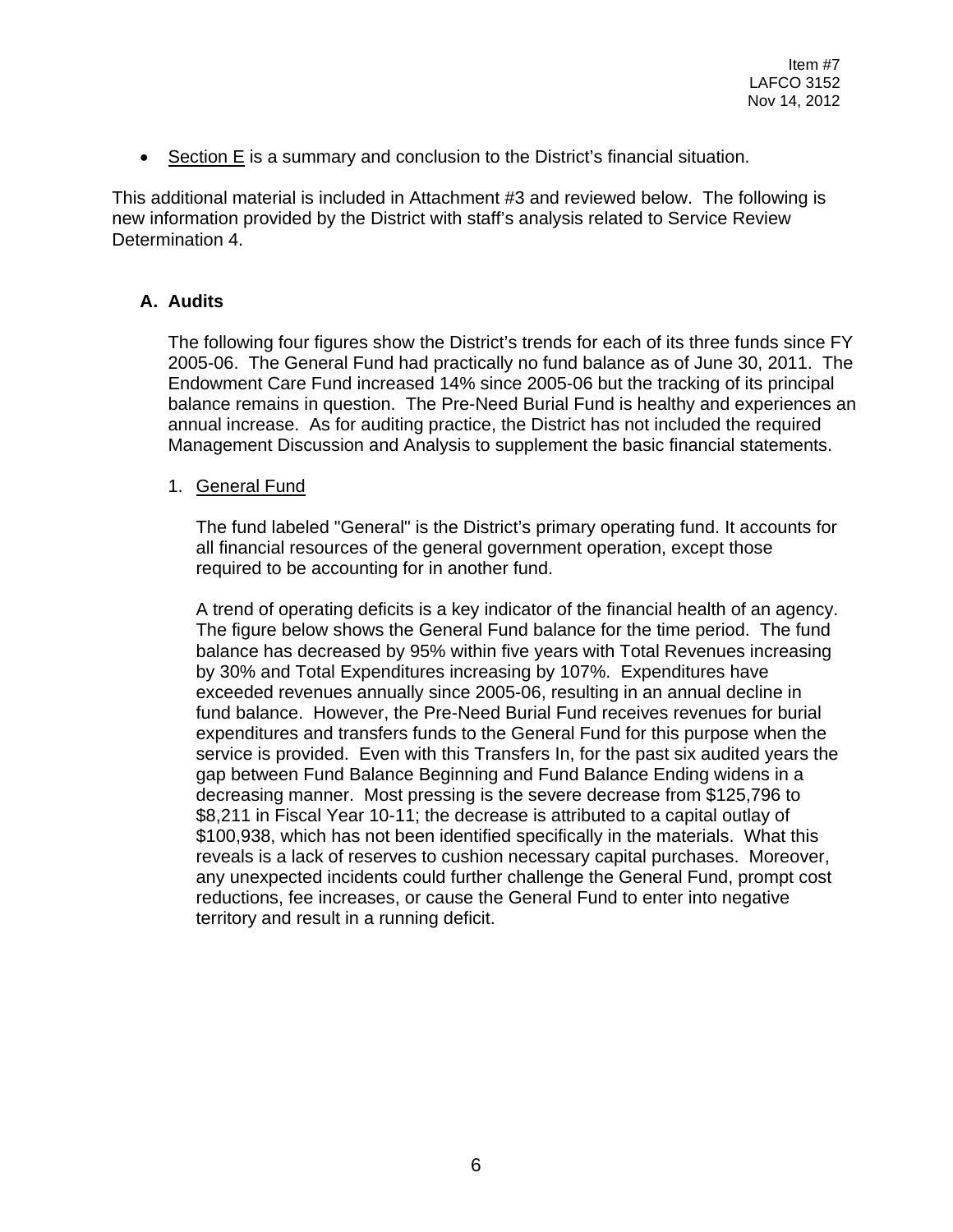- Section E is a summary and conclusion to the District's financial situation.

This additional material is included in Attachment #3 and reviewed below. The following is new information provided by the District with staff's analysis related to Service Review Determination 4.

## A. Audits

The following four figures show the District's trends for each of its three funds since FY 2005-06. The General Fund had practically no fund balance as of June 30, 2011. The Endowment Care Fund increased 14% since 2005-06 but the tracking of its principal balance remains in question. The Pre-Need Burial Fund is healthy and experiences an annual increase. As for auditing practice, the District has not included the required Management Discussion and Analysis to supplement the basic financial statements.

1. General Fund

The fund labeled "General" is the District's primary operating fund. It accounts for all financial resources of the general government operation, except those required to be accounting for in another fund.

A trend of operating deficits is a key indicator of the financial health of an agency. The figure below shows the General Fund balance for the time period. The fund balance has decreased by 95% within five years with Total Revenues increasing by 30% and Total Expenditures increasing by 107%. Expenditures have exceeded revenues annually since 2005-06, resulting in an annual decline in fund balance. However, the Pre-Need Burial Fund receives revenues for burial expenditures and transfers funds to the General Fund for this purpose when the service is provided. Even with this Transfers In, for the past six audited years the gap between Fund Balance Beginning and Fund Balance Ending widens in a decreasing manner. Most pressing is the severe decrease from $125,796 to $8,211 in Fiscal Year 10-11; the decrease is attributed to a capital outlay of $100,938, which has not been identified specifically in the materials. What this reveals is a lack of reserves to cushion necessary capital purchases. Moreover, any unexpected incidents could further challenge the General Fund, prompt cost reductions, fee increases, or cause the General Fund to enter into negative territory and result in a running deficit.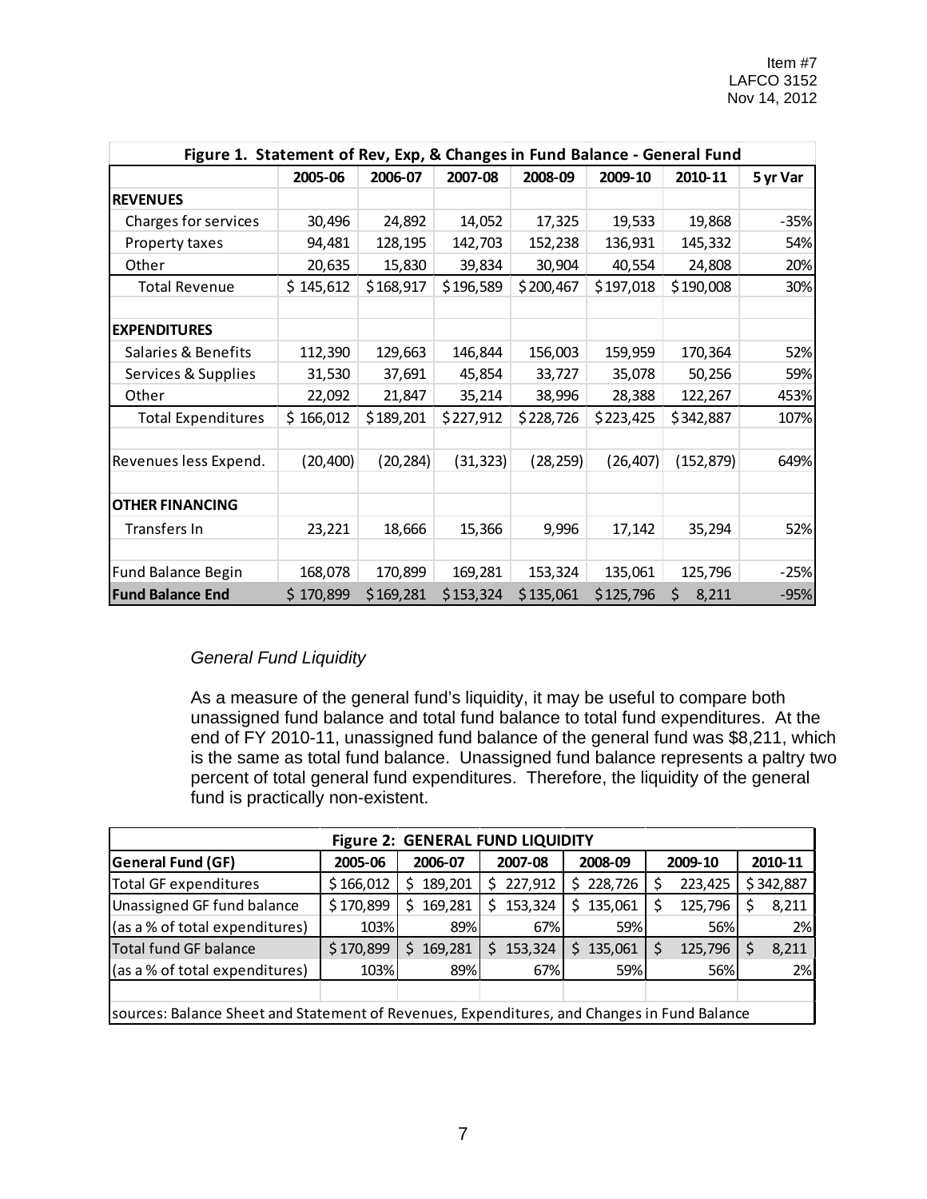Item #7
LAFCO 3152
Nov 14, 2012

| Figure 1. Statement of Rev, Exp, & Changes in Fund Balance - General Fund | | | | | | | |
|---|---|---|---|---|---|---|---|
| | 2005-06 | 2006-07 | 2007-08 | 2008-09 | 2009-10 | 2010-11 | 5 yr Var |
| **REVENUES** | | | | | | | |
| Charges for services | 30,496 | 24,892 | 14,052 | 17,325 | 19,533 | 19,868 | -35% |
| Property taxes | 94,481 | 128,195 | 142,703 | 152,238 | 136,931 | 145,332 | 54% |
| Other | 20,635 | 15,830 | 39,834 | 30,904 | 40,554 | 24,808 | 20% |
| Total Revenue | $ 145,612 | $ 168,917 | $ 196,589 | $ 200,467 | $ 197,018 | $ 190,008 | 30% |
| | | | | | | | |
| **EXPENDITURES** | | | | | | | |
| Salaries & Benefits | 112,390 | 129,663 | 146,844 | 156,003 | 159,959 | 170,364 | 52% |
| Services & Supplies | 31,530 | 37,691 | 45,854 | 33,727 | 35,078 | 50,256 | 59% |
| Other | 22,092 | 21,847 | 35,214 | 38,996 | 28,388 | 122,267 | 453% |
| Total Expenditures | $ 166,012 | $ 189,201 | $ 227,912 | $ 228,726 | $ 223,425 | $ 342,887 | 107% |
| | | | | | | | |
| Revenues less Expend. | (20,400) | (20,284) | (31,323) | (28,259) | (26,407) | (152,879) | 649% |
| | | | | | | | |
| **OTHER FINANCING** | | | | | | | |
| Transfers In | 23,221 | 18,666 | 15,366 | 9,996 | 17,142 | 35,294 | 52% |
| | | | | | | | |
| Fund Balance Begin | 168,078 | 170,899 | 169,281 | 153,324 | 135,061 | 125,796 | -25% |
| **Fund Balance End** | $ 170,899 | $ 169,281 | $ 153,324 | $ 135,061 | $ 125,796 | $ 8,211 | -95% |

*General Fund Liquidity*

As a measure of the general fund's liquidity, it may be useful to compare both unassigned fund balance and total fund balance to total fund expenditures. At the end of FY 2010-11, unassigned fund balance of the general fund was $8,211, which is the same as total fund balance. Unassigned fund balance represents a paltry two percent of total general fund expenditures. Therefore, the liquidity of the general fund is practically non-existent.

| Figure 2: GENERAL FUND LIQUIDITY | | | | | | |
|---|---|---|---|---|---|---|
| **General Fund (GF)** | **2005-06** | **2006-07** | **2007-08** | **2008-09** | **2009-10** | **2010-11** |
| Total GF expenditures | $ 166,012 | $ 189,201 | $ 227,912 | $ 228,726 | $ 223,425 | $ 342,887 |
| Unassigned GF fund balance | $ 170,899 | $ 169,281 | $ 153,324 | $ 135,061 | $ 125,796 | $ 8,211 |
| (as a % of total expenditures) | 103% | 89% | 67% | 59% | 56% | 2% |
| Total fund GF balance | $ 170,899 | $ 169,281 | $ 153,324 | $ 135,061 | $ 125,796 | $ 8,211 |
| (as a % of total expenditures) | 103% | 89% | 67% | 59% | 56% | 2% |
| | | | | | | |
| sources: Balance Sheet and Statement of Revenues, Expenditures, and Changes in Fund Balance | | | | | | |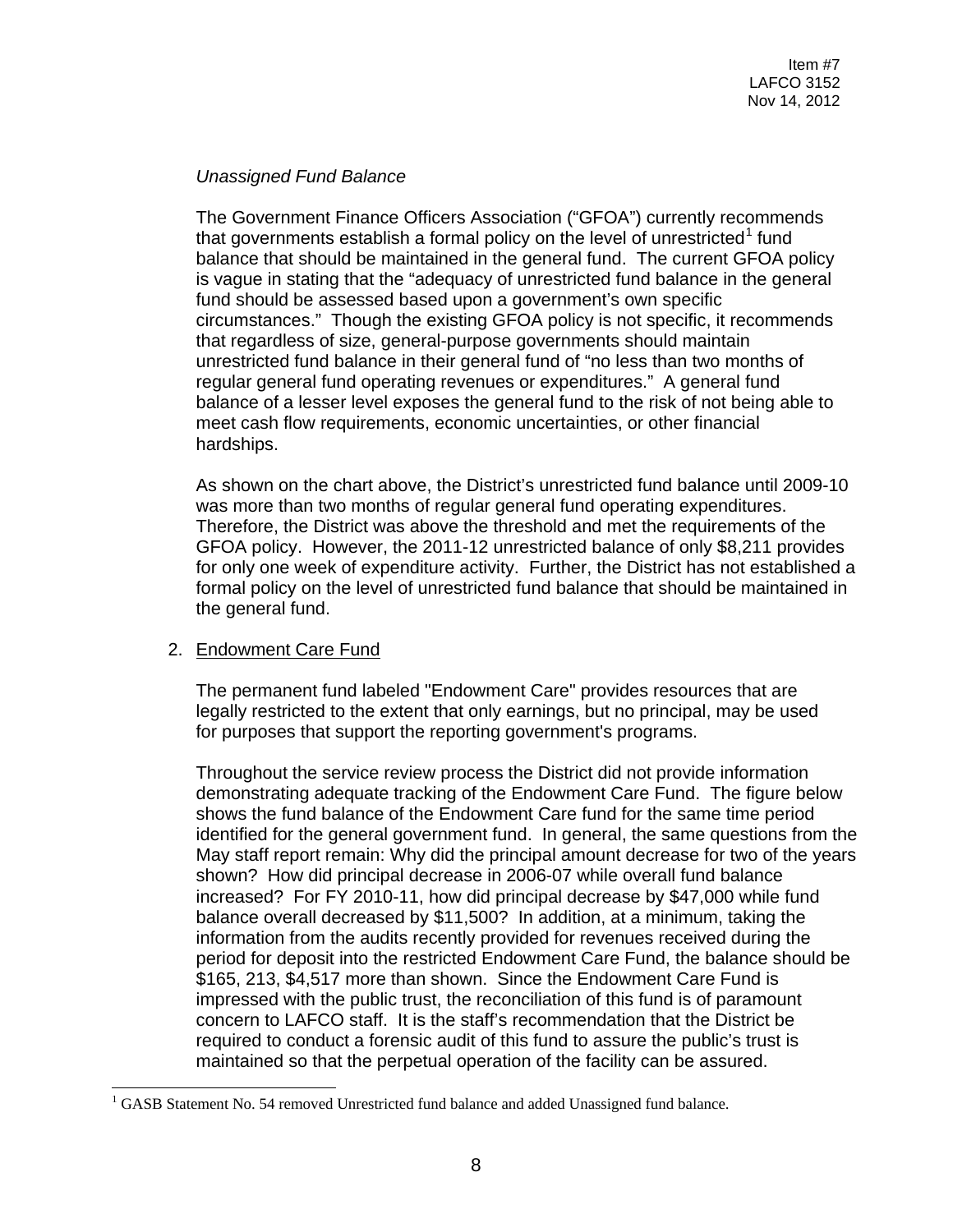*Unassigned Fund Balance*

The Government Finance Officers Association ("GFOA") currently recommends that governments establish a formal policy on the level of unrestricted[1] fund balance that should be maintained in the general fund. The current GFOA policy is vague in stating that the "adequacy of unrestricted fund balance in the general fund should be assessed based upon a government's own specific circumstances." Though the existing GFOA policy is not specific, it recommends that regardless of size, general-purpose governments should maintain unrestricted fund balance in their general fund of "no less than two months of regular general fund operating revenues or expenditures." A general fund balance of a lesser level exposes the general fund to the risk of not being able to meet cash flow requirements, economic uncertainties, or other financial hardships.

As shown on the chart above, the District's unrestricted fund balance until 2009-10 was more than two months of regular general fund operating expenditures. Therefore, the District was above the threshold and met the requirements of the GFOA policy. However, the 2011-12 unrestricted balance of only $8,211 provides for only one week of expenditure activity. Further, the District has not established a formal policy on the level of unrestricted fund balance that should be maintained in the general fund.

2. <u>Endowment Care Fund</u>

   The permanent fund labeled "Endowment Care" provides resources that are legally restricted to the extent that only earnings, but no principal, may be used for purposes that support the reporting government's programs.

   Throughout the service review process the District did not provide information demonstrating adequate tracking of the Endowment Care Fund. The figure below shows the fund balance of the Endowment Care fund for the same time period identified for the general government fund. In general, the same questions from the May staff report remain: Why did the principal amount decrease for two of the years shown? How did principal decrease in 2006-07 while overall fund balance increased? For FY 2010-11, how did principal decrease by $47,000 while fund balance overall decreased by $11,500? In addition, at a minimum, taking the information from the audits recently provided for revenues received during the period for deposit into the restricted Endowment Care Fund, the balance should be $165, 213, $4,517 more than shown. Since the Endowment Care Fund is impressed with the public trust, the reconciliation of this fund is of paramount concern to LAFCO staff. It is the staff's recommendation that the District be required to conduct a forensic audit of this fund to assure the public's trust is maintained so that the perpetual operation of the facility can be assured.

[1] GASB Statement No. 54 removed Unrestricted fund balance and added Unassigned fund balance.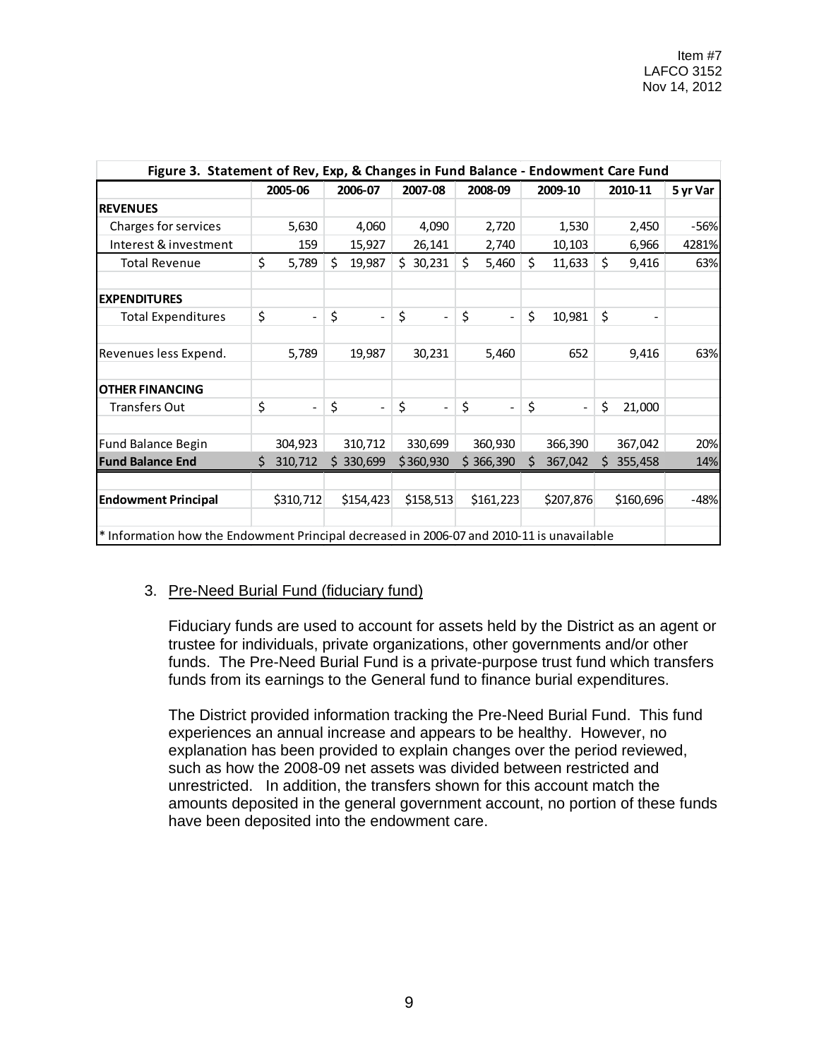| Figure 3. Statement of Rev, Exp, & Changes in Fund Balance - Endowment Care Fund | | | | | | | |
|---|---|---|---|---|---|---|---|
| | 2005-06 | 2006-07 | 2007-08 | 2008-09 | 2009-10 | 2010-11 | 5 yr Var |
| **REVENUES** | | | | | | | |
| Charges for services | 5,630 | 4,060 | 4,090 | 2,720 | 1,530 | 2,450 | -56% |
| Interest & investment | 159 | 15,927 | 26,141 | 2,740 | 10,103 | 6,966 | 4281% |
| Total Revenue | $ 5,789 | $ 19,987 | $ 30,231 | $ 5,460 | $ 11,633 | $ 9,416 | 63% |
| | | | | | | | |
| **EXPENDITURES** | | | | | | | |
| Total Expenditures | $ - | $ - | $ - | $ - | $ 10,981 | $ - | |
| | | | | | | | |
| Revenues less Expend. | 5,789 | 19,987 | 30,231 | 5,460 | 652 | 9,416 | 63% |
| | | | | | | | |
| **OTHER FINANCING** | | | | | | | |
| Transfers Out | $ - | $ - | $ - | $ - | $ - | $ 21,000 | |
| | | | | | | | |
| Fund Balance Begin | 304,923 | 310,712 | 330,699 | 360,930 | 366,390 | 367,042 | 20% |
| **Fund Balance End** | $ 310,712 | $ 330,699 | $360,930 | $ 366,390 | $ 367,042 | $ 355,458 | 14% |
| | | | | | | | |
| **Endowment Principal** | $310,712 | $154,423 | $158,513 | $161,223 | $207,876 | $160,696 | -48% |
| | | | | | | | |
| * Information how the Endowment Principal decreased in 2006-07 and 2010-11 is unavailable | | | | | | | |

3. <u>Pre-Need Burial Fund (fiduciary fund)</u>

Fiduciary funds are used to account for assets held by the District as an agent or trustee for individuals, private organizations, other governments and/or other funds. The Pre-Need Burial Fund is a private-purpose trust fund which transfers funds from its earnings to the General fund to finance burial expenditures.

The District provided information tracking the Pre-Need Burial Fund. This fund experiences an annual increase and appears to be healthy. However, no explanation has been provided to explain changes over the period reviewed, such as how the 2008-09 net assets was divided between restricted and unrestricted. In addition, the transfers shown for this account match the amounts deposited in the general government account, no portion of these funds have been deposited into the endowment care.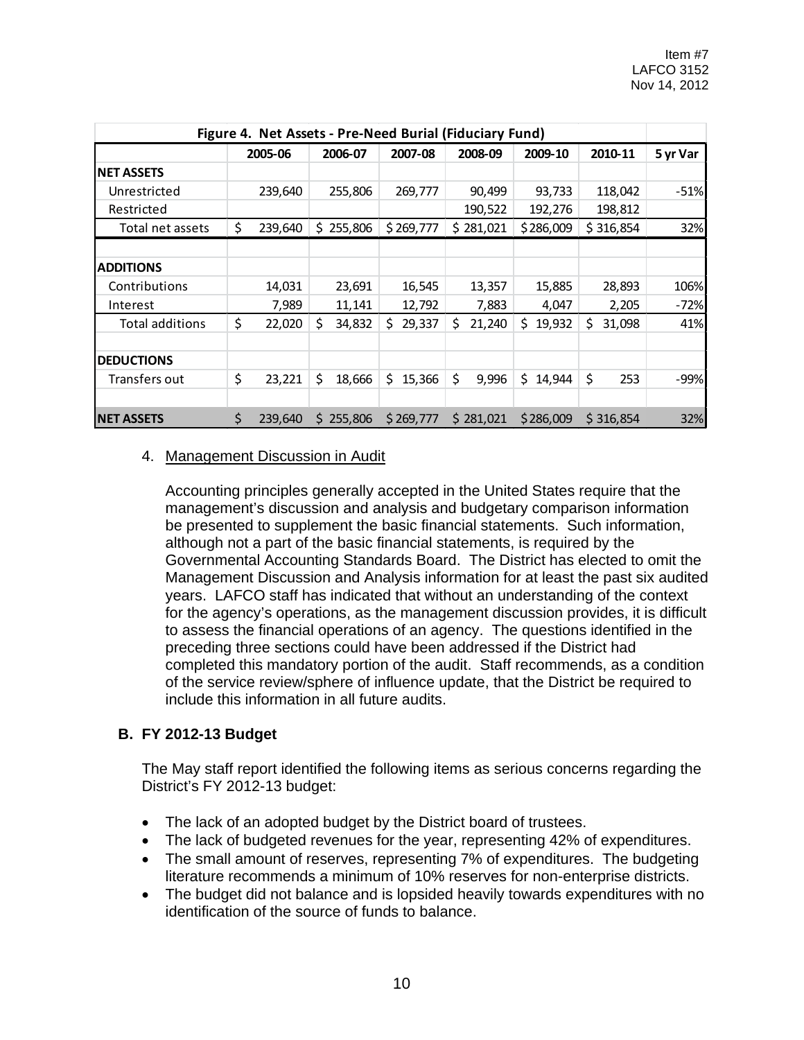| Figure 4. Net Assets - Pre-Need Burial (Fiduciary Fund) | | | | | | | |
|---|---|---|---|---|---|---|---|
| | 2005-06 | 2006-07 | 2007-08 | 2008-09 | 2009-10 | 2010-11 | 5 yr Var |
| **NET ASSETS** | | | | | | | |
| Unrestricted | 239,640 | 255,806 | 269,777 | 90,499 | 93,733 | 118,042 | -51% |
| Restricted | | | | 190,522 | 192,276 | 198,812 | |
| Total net assets | $ 239,640 | $ 255,806 | $ 269,777 | $ 281,021 | $ 286,009 | $ 316,854 | 32% |
| | | | | | | | |
| **ADDITIONS** | | | | | | | |
| Contributions | 14,031 | 23,691 | 16,545 | 13,357 | 15,885 | 28,893 | 106% |
| Interest | 7,989 | 11,141 | 12,792 | 7,883 | 4,047 | 2,205 | -72% |
| Total additions | $ 22,020 | $ 34,832 | $ 29,337 | $ 21,240 | $ 19,932 | $ 31,098 | 41% |
| | | | | | | | |
| **DEDUCTIONS** | | | | | | | |
| Transfers out | $ 23,221 | $ 18,666 | $ 15,366 | $ 9,996 | $ 14,944 | $ 253 | -99% |
| | | | | | | | |
| **NET ASSETS** | $ 239,640 | $ 255,806 | $ 269,777 | $ 281,021 | $ 286,009 | $ 316,854 | 32% |

4. Management Discussion in Audit

Accounting principles generally accepted in the United States require that the management's discussion and analysis and budgetary comparison information be presented to supplement the basic financial statements. Such information, although not a part of the basic financial statements, is required by the Governmental Accounting Standards Board. The District has elected to omit the Management Discussion and Analysis information for at least the past six audited years. LAFCO staff has indicated that without an understanding of the context for the agency's operations, as the management discussion provides, it is difficult to assess the financial operations of an agency. The questions identified in the preceding three sections could have been addressed if the District had completed this mandatory portion of the audit. Staff recommends, as a condition of the service review/sphere of influence update, that the District be required to include this information in all future audits.

### B. FY 2012-13 Budget

The May staff report identified the following items as serious concerns regarding the District's FY 2012-13 budget:

- The lack of an adopted budget by the District board of trustees.
- The lack of budgeted revenues for the year, representing 42% of expenditures.
- The small amount of reserves, representing 7% of expenditures. The budgeting literature recommends a minimum of 10% reserves for non-enterprise districts.
- The budget did not balance and is lopsided heavily towards expenditures with no identification of the source of funds to balance.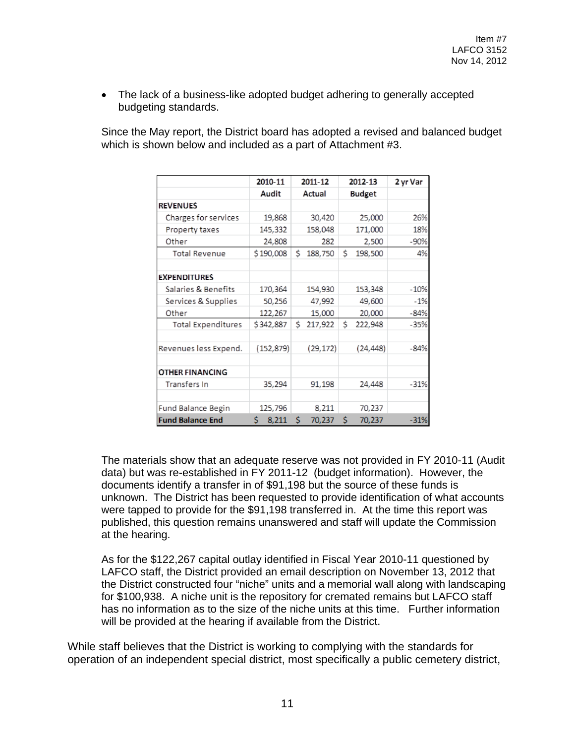- The lack of a business-like adopted budget adhering to generally accepted budgeting standards.

Since the May report, the District board has adopted a revised and balanced budget which is shown below and included as a part of Attachment #3.

| | 2010-11 | 2011-12 | 2012-13 | 2 yr Var |
|---|---|---|---|---|
| | Audit | Actual | Budget | |
| **REVENUES** | | | | |
| Charges for services | 19,868 | 30,420 | 25,000 | 26% |
| Property taxes | 145,332 | 158,048 | 171,000 | 18% |
| Other | 24,808 | 282 | 2,500 | -90% |
| Total Revenue | $190,008 | $ 188,750 | $ 198,500 | 4% |
| | | | | |
| **EXPENDITURES** | | | | |
| Salaries & Benefits | 170,364 | 154,930 | 153,348 | -10% |
| Services & Supplies | 50,256 | 47,992 | 49,600 | -1% |
| Other | 122,267 | 15,000 | 20,000 | -84% |
| Total Expenditures | $342,887 | $ 217,922 | $ 222,948 | -35% |
| | | | | |
| Revenues less Expend. | (152,879) | (29,172) | (24,448) | -84% |
| | | | | |
| **OTHER FINANCING** | | | | |
| Transfers In | 35,294 | 91,198 | 24,448 | -31% |
| | | | | |
| Fund Balance Begin | 125,796 | 8,211 | 70,237 | |
| **Fund Balance End** | $ 8,211 | $ 70,237 | $ 70,237 | -31% |

The materials show that an adequate reserve was not provided in FY 2010-11 (Audit data) but was re-established in FY 2011-12 (budget information). However, the documents identify a transfer in of $91,198 but the source of these funds is unknown. The District has been requested to provide identification of what accounts were tapped to provide for the $91,198 transferred in. At the time this report was published, this question remains unanswered and staff will update the Commission at the hearing.

As for the $122,267 capital outlay identified in Fiscal Year 2010-11 questioned by LAFCO staff, the District provided an email description on November 13, 2012 that the District constructed four "niche" units and a memorial wall along with landscaping for $100,938. A niche unit is the repository for cremated remains but LAFCO staff has no information as to the size of the niche units at this time. Further information will be provided at the hearing if available from the District.

While staff believes that the District is working to complying with the standards for operation of an independent special district, most specifically a public cemetery district,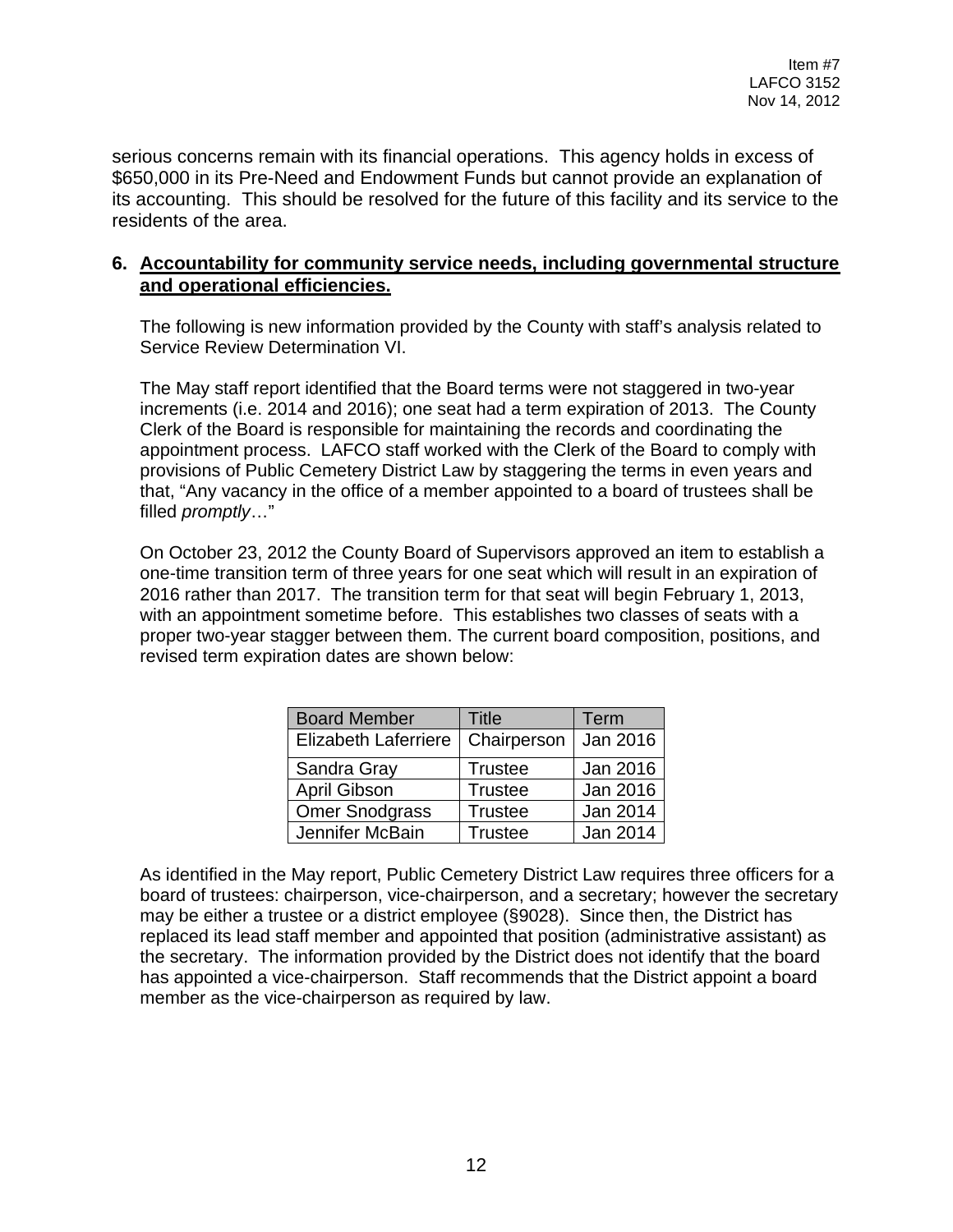serious concerns remain with its financial operations. This agency holds in excess of $650,000 in its Pre-Need and Endowment Funds but cannot provide an explanation of its accounting. This should be resolved for the future of this facility and its service to the residents of the area.

### 6. Accountability for community service needs, including governmental structure and operational efficiencies.

The following is new information provided by the County with staff's analysis related to Service Review Determination VI.

The May staff report identified that the Board terms were not staggered in two-year increments (i.e. 2014 and 2016); one seat had a term expiration of 2013. The County Clerk of the Board is responsible for maintaining the records and coordinating the appointment process. LAFCO staff worked with the Clerk of the Board to comply with provisions of Public Cemetery District Law by staggering the terms in even years and that, "Any vacancy in the office of a member appointed to a board of trustees shall be filled *promptly*…"

On October 23, 2012 the County Board of Supervisors approved an item to establish a one-time transition term of three years for one seat which will result in an expiration of 2016 rather than 2017. The transition term for that seat will begin February 1, 2013, with an appointment sometime before. This establishes two classes of seats with a proper two-year stagger between them. The current board composition, positions, and revised term expiration dates are shown below:

| Board Member | Title | Term |
|---|---|---|
| Elizabeth Laferriere | Chairperson | Jan 2016 |
| Sandra Gray | Trustee | Jan 2016 |
| April Gibson | Trustee | Jan 2016 |
| Omer Snodgrass | Trustee | Jan 2014 |
| Jennifer McBain | Trustee | Jan 2014 |

As identified in the May report, Public Cemetery District Law requires three officers for a board of trustees: chairperson, vice-chairperson, and a secretary; however the secretary may be either a trustee or a district employee (§9028). Since then, the District has replaced its lead staff member and appointed that position (administrative assistant) as the secretary. The information provided by the District does not identify that the board has appointed a vice-chairperson. Staff recommends that the District appoint a board member as the vice-chairperson as required by law.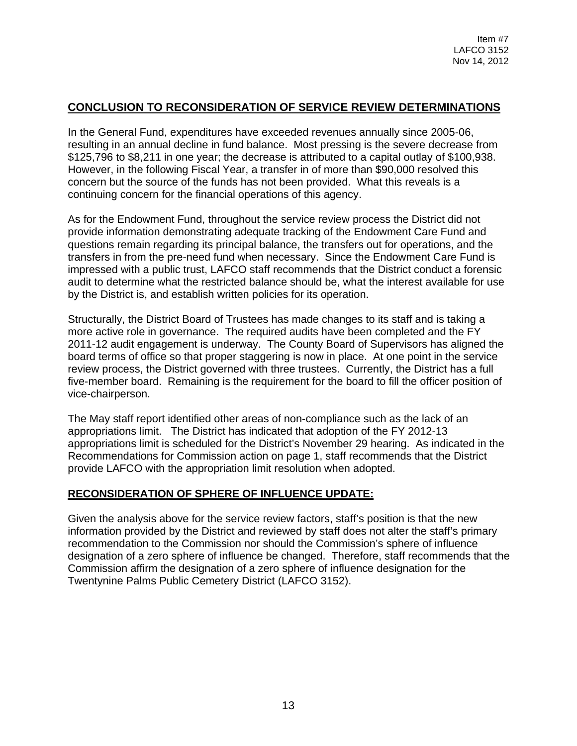Item #7
LAFCO 3152
Nov 14, 2012

## CONCLUSION TO RECONSIDERATION OF SERVICE REVIEW DETERMINATIONS

In the General Fund, expenditures have exceeded revenues annually since 2005-06, resulting in an annual decline in fund balance. Most pressing is the severe decrease from $125,796 to $8,211 in one year; the decrease is attributed to a capital outlay of $100,938. However, in the following Fiscal Year, a transfer in of more than $90,000 resolved this concern but the source of the funds has not been provided. What this reveals is a continuing concern for the financial operations of this agency.

As for the Endowment Fund, throughout the service review process the District did not provide information demonstrating adequate tracking of the Endowment Care Fund and questions remain regarding its principal balance, the transfers out for operations, and the transfers in from the pre-need fund when necessary. Since the Endowment Care Fund is impressed with a public trust, LAFCO staff recommends that the District conduct a forensic audit to determine what the restricted balance should be, what the interest available for use by the District is, and establish written policies for its operation.

Structurally, the District Board of Trustees has made changes to its staff and is taking a more active role in governance. The required audits have been completed and the FY 2011-12 audit engagement is underway. The County Board of Supervisors has aligned the board terms of office so that proper staggering is now in place. At one point in the service review process, the District governed with three trustees. Currently, the District has a full five-member board. Remaining is the requirement for the board to fill the officer position of vice-chairperson.

The May staff report identified other areas of non-compliance such as the lack of an appropriations limit. The District has indicated that adoption of the FY 2012-13 appropriations limit is scheduled for the District's November 29 hearing. As indicated in the Recommendations for Commission action on page 1, staff recommends that the District provide LAFCO with the appropriation limit resolution when adopted.

## RECONSIDERATION OF SPHERE OF INFLUENCE UPDATE:

Given the analysis above for the service review factors, staff's position is that the new information provided by the District and reviewed by staff does not alter the staff's primary recommendation to the Commission nor should the Commission's sphere of influence designation of a zero sphere of influence be changed. Therefore, staff recommends that the Commission affirm the designation of a zero sphere of influence designation for the Twentynine Palms Public Cemetery District (LAFCO 3152).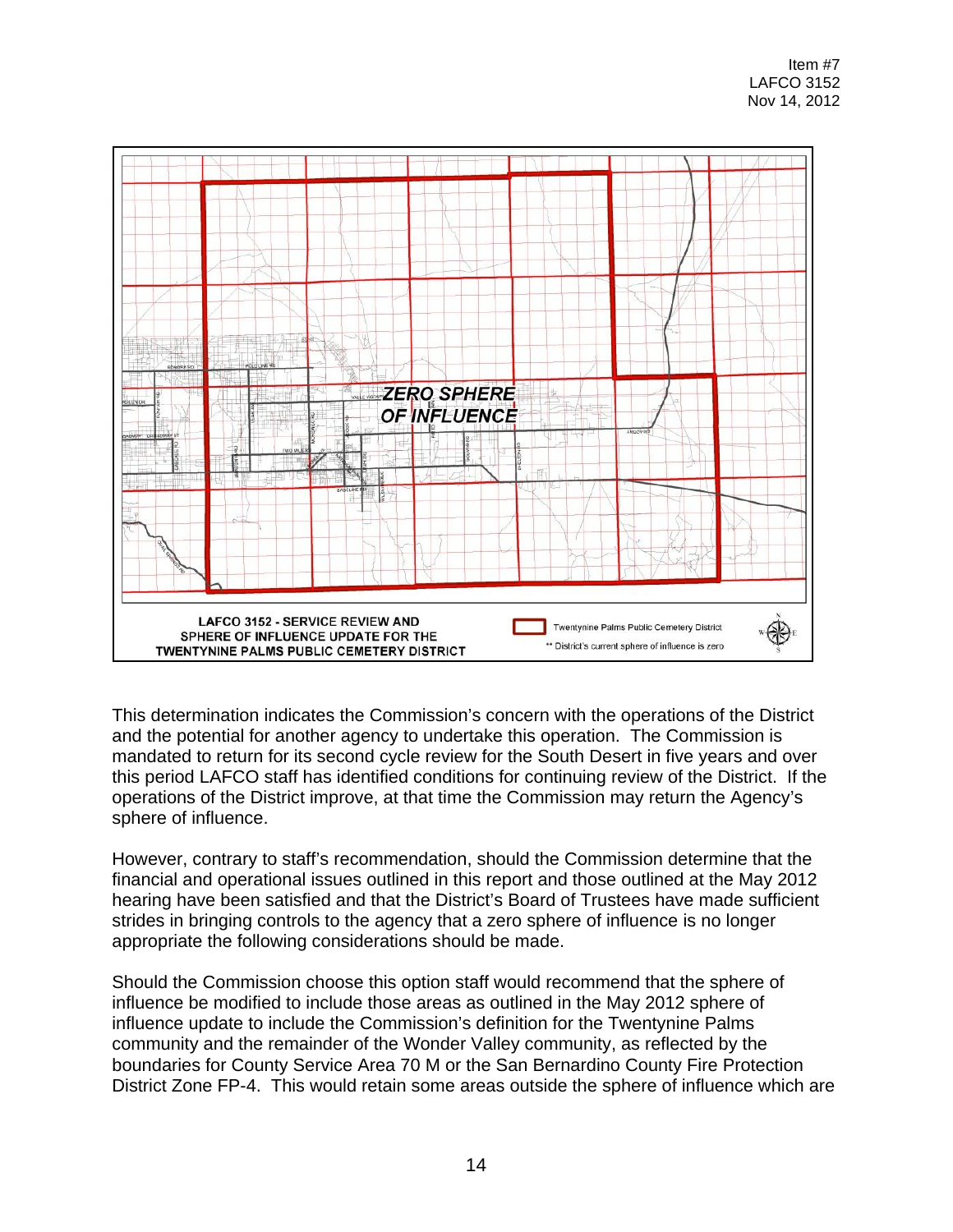Item #7
LAFCO 3152
Nov 14, 2012

ZERO SPHERE OF INFLUENCE

LAFCO 3152 - SERVICE REVIEW AND SPHERE OF INFLUENCE UPDATE FOR THE TWENTYNINE PALMS PUBLIC CEMETERY DISTRICT

Twentynine Palms Public Cemetery District

** District's current sphere of influence is zero

This determination indicates the Commission's concern with the operations of the District and the potential for another agency to undertake this operation. The Commission is mandated to return for its second cycle review for the South Desert in five years and over this period LAFCO staff has identified conditions for continuing review of the District. If the operations of the District improve, at that time the Commission may return the Agency's sphere of influence.

However, contrary to staff's recommendation, should the Commission determine that the financial and operational issues outlined in this report and those outlined at the May 2012 hearing have been satisfied and that the District's Board of Trustees have made sufficient strides in bringing controls to the agency that a zero sphere of influence is no longer appropriate the following considerations should be made.

Should the Commission choose this option staff would recommend that the sphere of influence be modified to include those areas as outlined in the May 2012 sphere of influence update to include the Commission's definition for the Twentynine Palms community and the remainder of the Wonder Valley community, as reflected by the boundaries for County Service Area 70 M or the San Bernardino County Fire Protection District Zone FP-4. This would retain some areas outside the sphere of influence which are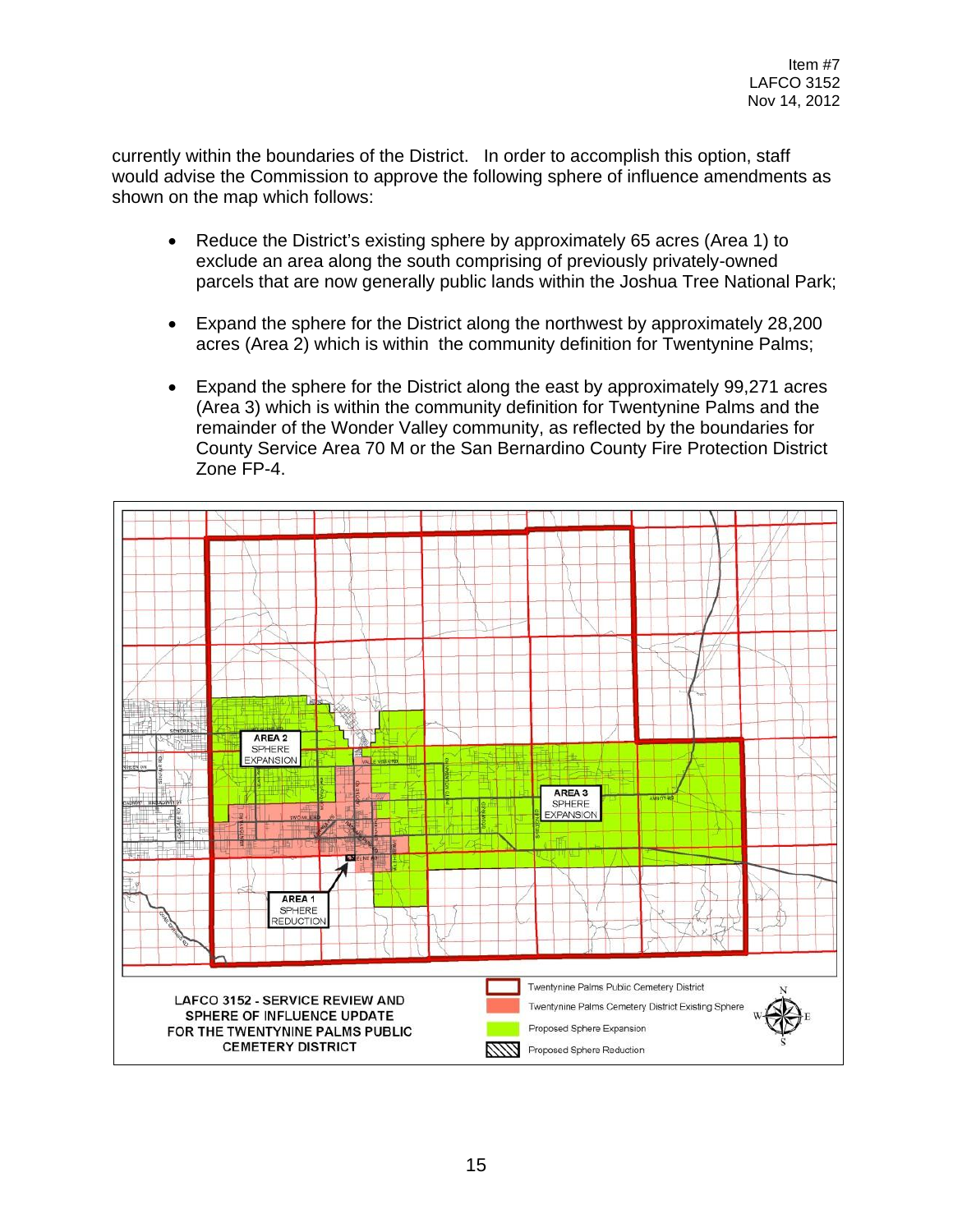currently within the boundaries of the District. In order to accomplish this option, staff would advise the Commission to approve the following sphere of influence amendments as shown on the map which follows:

- Reduce the District's existing sphere by approximately 65 acres (Area 1) to exclude an area along the south comprising of previously privately-owned parcels that are now generally public lands within the Joshua Tree National Park;
- Expand the sphere for the District along the northwest by approximately 28,200 acres (Area 2) which is within the community definition for Twentynine Palms;
- Expand the sphere for the District along the east by approximately 99,271 acres (Area 3) which is within the community definition for Twentynine Palms and the remainder of the Wonder Valley community, as reflected by the boundaries for County Service Area 70 M or the San Bernardino County Fire Protection District Zone FP-4.

AREA 2 SPHERE EXPANSION

AREA 3 SPHERE EXPANSION

AREA 1 SPHERE REDUCTION

LAFCO 3152 - SERVICE REVIEW AND SPHERE OF INFLUENCE UPDATE FOR THE TWENTYNINE PALMS PUBLIC CEMETERY DISTRICT

Twentynine Palms Public Cemetery District

Twentynine Palms Cemetery District Existing Sphere

Proposed Sphere Expansion

Proposed Sphere Reduction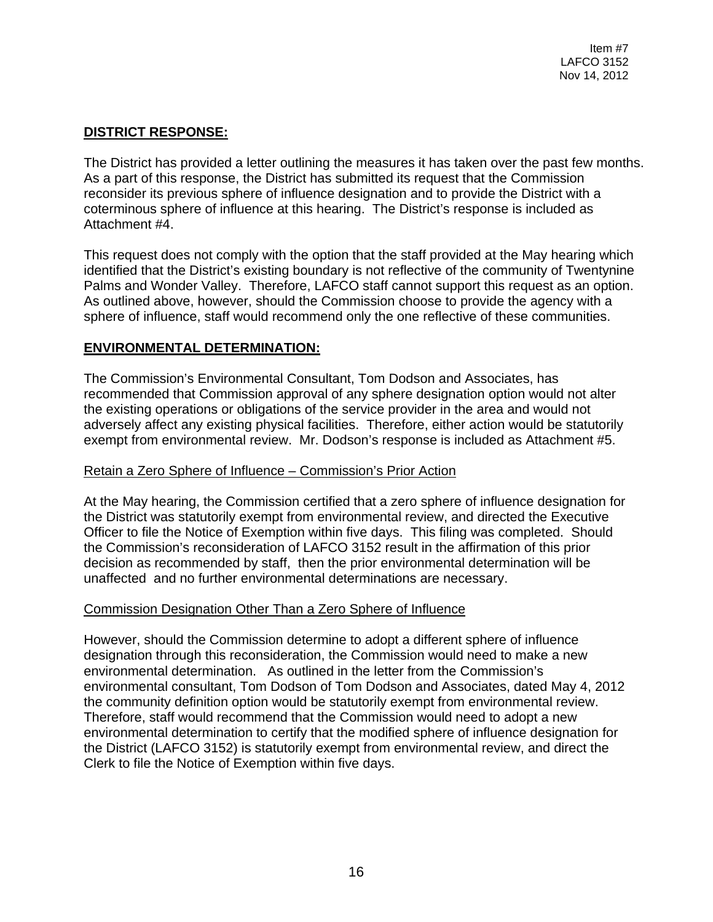## DISTRICT RESPONSE:

The District has provided a letter outlining the measures it has taken over the past few months. As a part of this response, the District has submitted its request that the Commission reconsider its previous sphere of influence designation and to provide the District with a coterminous sphere of influence at this hearing. The District's response is included as Attachment #4.

This request does not comply with the option that the staff provided at the May hearing which identified that the District's existing boundary is not reflective of the community of Twentynine Palms and Wonder Valley. Therefore, LAFCO staff cannot support this request as an option. As outlined above, however, should the Commission choose to provide the agency with a sphere of influence, staff would recommend only the one reflective of these communities.

## ENVIRONMENTAL DETERMINATION:

The Commission's Environmental Consultant, Tom Dodson and Associates, has recommended that Commission approval of any sphere designation option would not alter the existing operations or obligations of the service provider in the area and would not adversely affect any existing physical facilities. Therefore, either action would be statutorily exempt from environmental review. Mr. Dodson's response is included as Attachment #5.

### Retain a Zero Sphere of Influence – Commission's Prior Action

At the May hearing, the Commission certified that a zero sphere of influence designation for the District was statutorily exempt from environmental review, and directed the Executive Officer to file the Notice of Exemption within five days. This filing was completed. Should the Commission's reconsideration of LAFCO 3152 result in the affirmation of this prior decision as recommended by staff, then the prior environmental determination will be unaffected and no further environmental determinations are necessary.

### Commission Designation Other Than a Zero Sphere of Influence

However, should the Commission determine to adopt a different sphere of influence designation through this reconsideration, the Commission would need to make a new environmental determination. As outlined in the letter from the Commission's environmental consultant, Tom Dodson of Tom Dodson and Associates, dated May 4, 2012 the community definition option would be statutorily exempt from environmental review. Therefore, staff would recommend that the Commission would need to adopt a new environmental determination to certify that the modified sphere of influence designation for the District (LAFCO 3152) is statutorily exempt from environmental review, and direct the Clerk to file the Notice of Exemption within five days.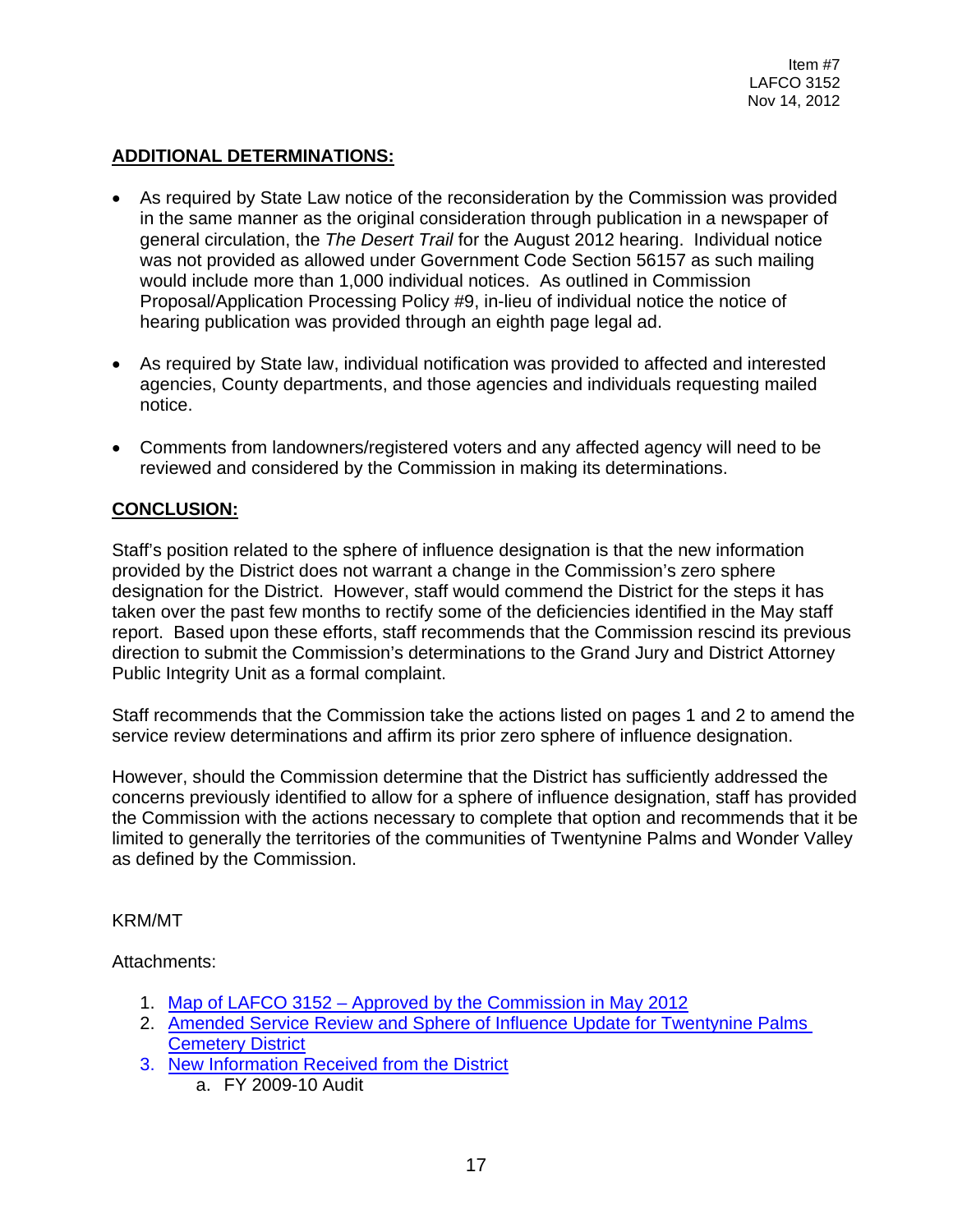Item #7
LAFCO 3152
Nov 14, 2012

## ADDITIONAL DETERMINATIONS:

- As required by State Law notice of the reconsideration by the Commission was provided in the same manner as the original consideration through publication in a newspaper of general circulation, the *The Desert Trail* for the August 2012 hearing. Individual notice was not provided as allowed under Government Code Section 56157 as such mailing would include more than 1,000 individual notices. As outlined in Commission Proposal/Application Processing Policy #9, in-lieu of individual notice the notice of hearing publication was provided through an eighth page legal ad.

- As required by State law, individual notification was provided to affected and interested agencies, County departments, and those agencies and individuals requesting mailed notice.

- Comments from landowners/registered voters and any affected agency will need to be reviewed and considered by the Commission in making its determinations.

## CONCLUSION:

Staff's position related to the sphere of influence designation is that the new information provided by the District does not warrant a change in the Commission's zero sphere designation for the District. However, staff would commend the District for the steps it has taken over the past few months to rectify some of the deficiencies identified in the May staff report. Based upon these efforts, staff recommends that the Commission rescind its previous direction to submit the Commission's determinations to the Grand Jury and District Attorney Public Integrity Unit as a formal complaint.

Staff recommends that the Commission take the actions listed on pages 1 and 2 to amend the service review determinations and affirm its prior zero sphere of influence designation.

However, should the Commission determine that the District has sufficiently addressed the concerns previously identified to allow for a sphere of influence designation, staff has provided the Commission with the actions necessary to complete that option and recommends that it be limited to generally the territories of the communities of Twentynine Palms and Wonder Valley as defined by the Commission.

KRM/MT

Attachments:

1. Map of LAFCO 3152 – Approved by the Commission in May 2012
2. Amended Service Review and Sphere of Influence Update for Twentynine Palms Cemetery District
3. New Information Received from the District
   a. FY 2009-10 Audit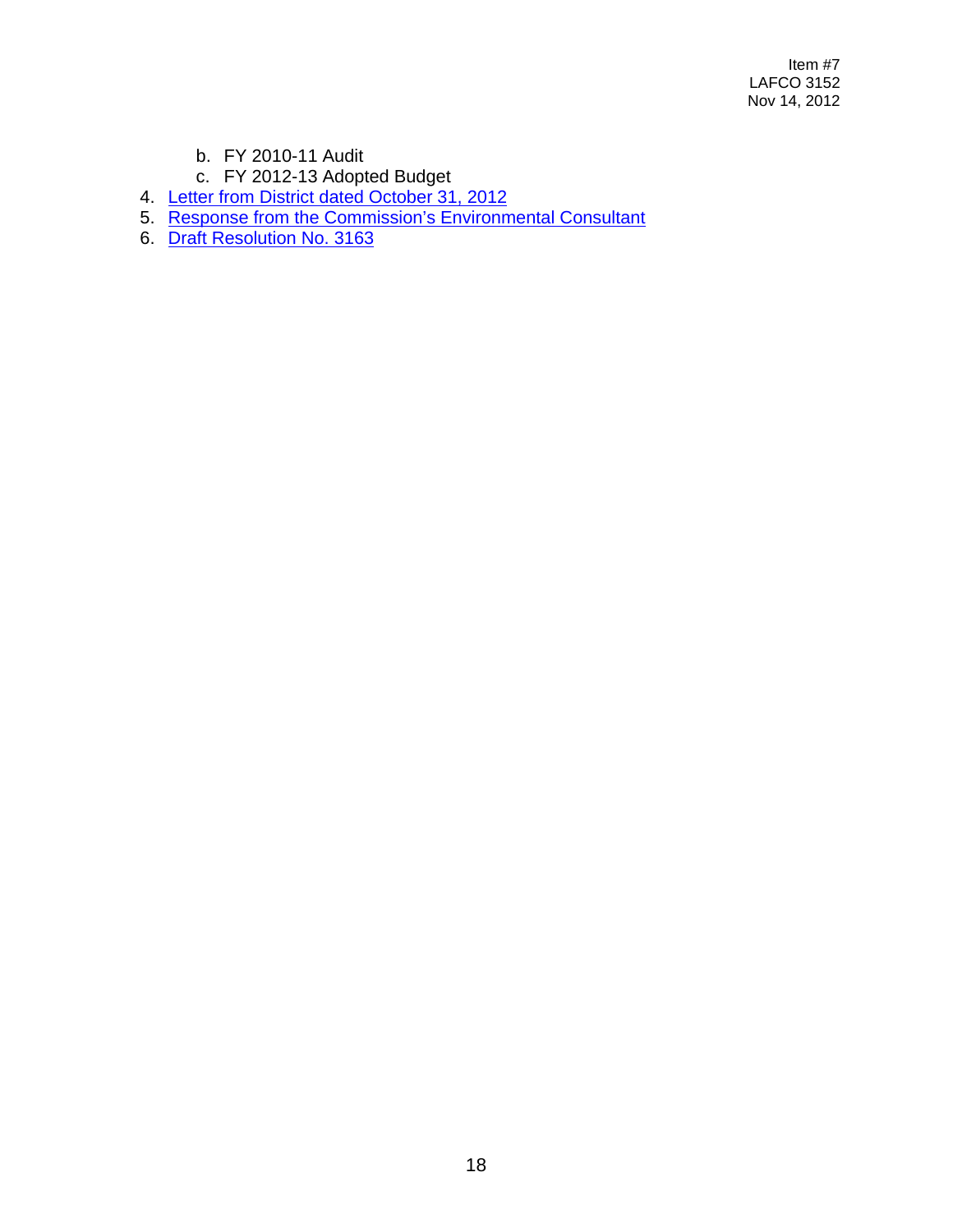b. FY 2010-11 Audit
   c. FY 2012-13 Adopted Budget
4. Letter from District dated October 31, 2012
5. Response from the Commission's Environmental Consultant
6. Draft Resolution No. 3163